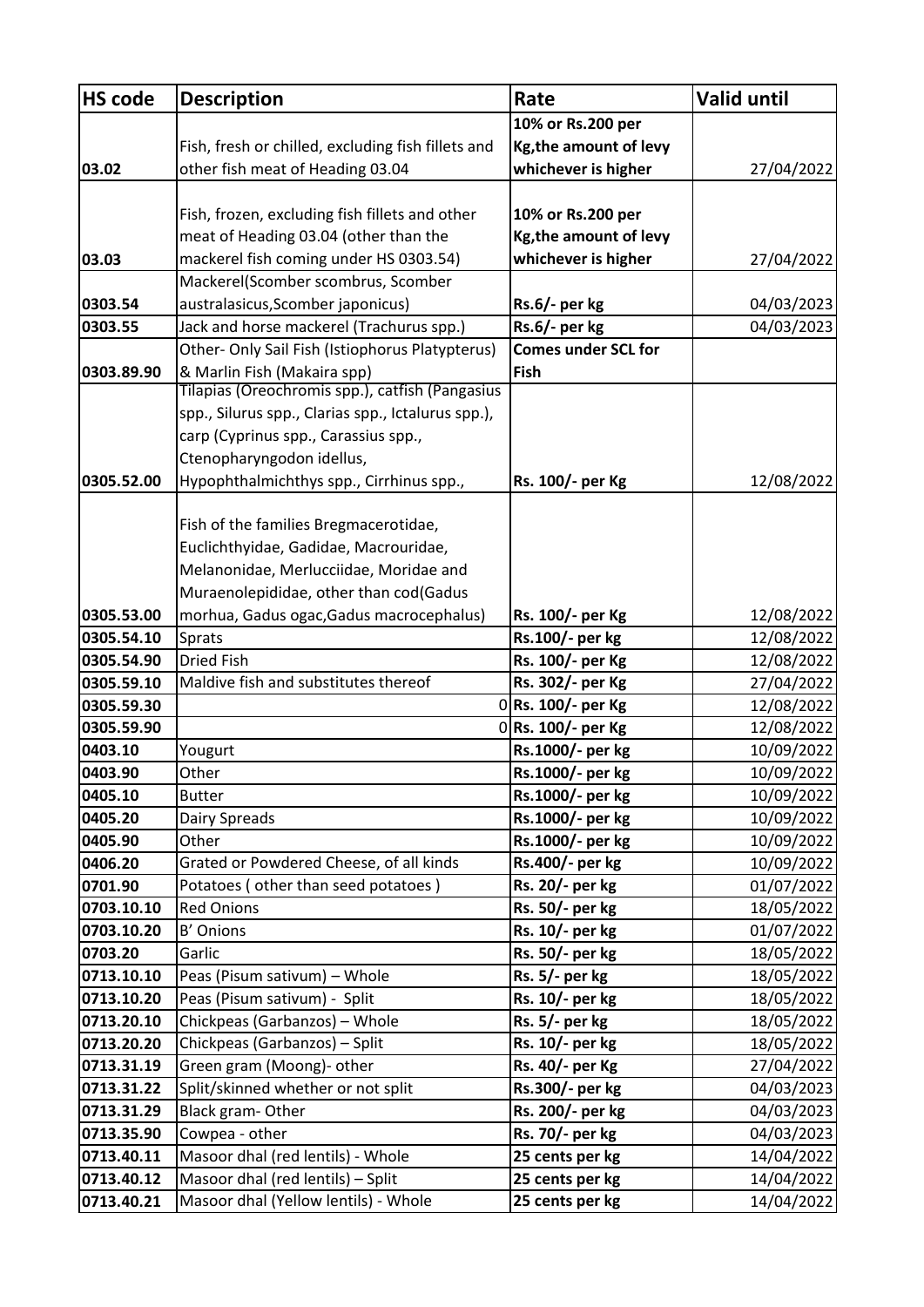| HS code | Description | Rate | Valid until |
|---|---|---|---|
| 03.02 | Fish, fresh or chilled, excluding fish fillets and other fish meat of Heading 03.04 | **10% or Rs.200 per Kg,the amount of levy whichever is higher** | 27/04/2022 |
| 03.03 | Fish, frozen, excluding fish fillets and other meat of Heading 03.04 (other than the mackerel fish coming under HS 0303.54) | **10% or Rs.200 per Kg,the amount of levy whichever is higher** | 27/04/2022 |
| 0303.54 | Mackerel(Scomber scombrus, Scomber australasicus,Scomber japonicus) | **Rs.6/- per kg** | 04/03/2023 |
| 0303.55 | Jack and horse mackerel (Trachurus spp.) | **Rs.6/- per kg** | 04/03/2023 |
| 0303.89.90 | Other- Only Sail Fish (Istiophorus Platypterus) & Marlin Fish (Makaira spp) | **Comes under SCL for Fish** | |
| 0305.52.00 | Tilapias (Oreochromis spp.), catfish (Pangasius spp., Silurus spp., Clarias spp., Ictalurus spp.), carp (Cyprinus spp., Carassius spp., Ctenopharyngodon idellus, Hypophthalmichthys spp., Cirrhinus spp., | **Rs. 100/- per Kg** | 12/08/2022 |
| 0305.53.00 | Fish of the families Bregmacerotidae, Euclichthyidae, Gadidae, Macrouridae, Melanonidae, Merlucciidae, Moridae and Muraenolepididae, other than cod(Gadus morhua, Gadus ogac,Gadus macrocephalus) | **Rs. 100/- per Kg** | 12/08/2022 |
| 0305.54.10 | Sprats | **Rs.100/- per kg** | 12/08/2022 |
| 0305.54.90 | Dried Fish | **Rs. 100/- per Kg** | 12/08/2022 |
| 0305.59.10 | Maldive fish and substitutes thereof | **Rs. 302/- per Kg** | 27/04/2022 |
| 0305.59.30 | 0 | **Rs. 100/- per Kg** | 12/08/2022 |
| 0305.59.90 | 0 | **Rs. 100/- per Kg** | 12/08/2022 |
| 0403.10 | Yougurt | **Rs.1000/- per kg** | 10/09/2022 |
| 0403.90 | Other | **Rs.1000/- per kg** | 10/09/2022 |
| 0405.10 | Butter | **Rs.1000/- per kg** | 10/09/2022 |
| 0405.20 | Dairy Spreads | **Rs.1000/- per kg** | 10/09/2022 |
| 0405.90 | Other | **Rs.1000/- per kg** | 10/09/2022 |
| 0406.20 | Grated or Powdered Cheese, of all kinds | **Rs.400/- per kg** | 10/09/2022 |
| 0701.90 | Potatoes ( other than seed potatoes ) | **Rs. 20/- per kg** | 01/07/2022 |
| 0703.10.10 | Red Onions | **Rs. 50/- per kg** | 18/05/2022 |
| 0703.10.20 | B' Onions | **Rs. 10/- per kg** | 01/07/2022 |
| 0703.20 | Garlic | **Rs. 50/- per kg** | 18/05/2022 |
| 0713.10.10 | Peas (Pisum sativum) – Whole | **Rs. 5/- per kg** | 18/05/2022 |
| 0713.10.20 | Peas (Pisum sativum) - Split | **Rs. 10/- per kg** | 18/05/2022 |
| 0713.20.10 | Chickpeas (Garbanzos) – Whole | **Rs. 5/- per kg** | 18/05/2022 |
| 0713.20.20 | Chickpeas (Garbanzos) – Split | **Rs. 10/- per kg** | 18/05/2022 |
| 0713.31.19 | Green gram (Moong)- other | **Rs. 40/- per Kg** | 27/04/2022 |
| 0713.31.22 | Split/skinned whether or not split | **Rs.300/- per kg** | 04/03/2023 |
| 0713.31.29 | Black gram- Other | **Rs. 200/- per kg** | 04/03/2023 |
| 0713.35.90 | Cowpea - other | **Rs. 70/- per kg** | 04/03/2023 |
| 0713.40.11 | Masoor dhal (red lentils) - Whole | **25 cents per kg** | 14/04/2022 |
| 0713.40.12 | Masoor dhal (red lentils) – Split | **25 cents per kg** | 14/04/2022 |
| 0713.40.21 | Masoor dhal (Yellow lentils) - Whole | **25 cents per kg** | 14/04/2022 |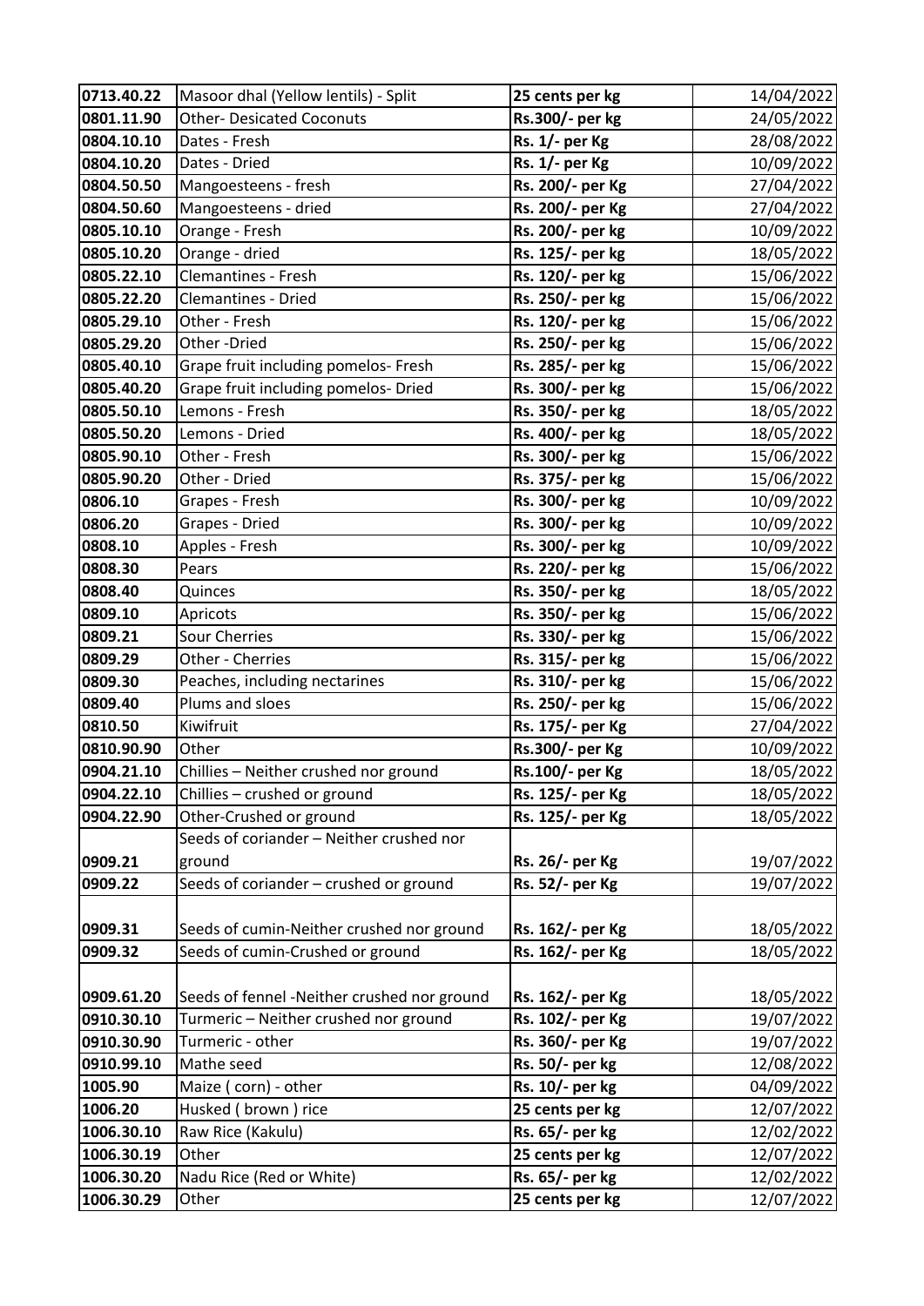| | | | |
|---|---|---|---|
| 0713.40.22 | Masoor dhal (Yellow lentils) - Split | **25 cents per kg** | 14/04/2022 |
| 0801.11.90 | Other- Desicated Coconuts | **Rs.300/- per kg** | 24/05/2022 |
| 0804.10.10 | Dates - Fresh | **Rs. 1/- per Kg** | 28/08/2022 |
| 0804.10.20 | Dates - Dried | **Rs. 1/- per Kg** | 10/09/2022 |
| 0804.50.50 | Mangoesteens - fresh | **Rs. 200/- per Kg** | 27/04/2022 |
| 0804.50.60 | Mangoesteens - dried | **Rs. 200/- per Kg** | 27/04/2022 |
| 0805.10.10 | Orange - Fresh | **Rs. 200/- per kg** | 10/09/2022 |
| 0805.10.20 | Orange - dried | **Rs. 125/- per kg** | 18/05/2022 |
| 0805.22.10 | Clemantines - Fresh | **Rs. 120/- per kg** | 15/06/2022 |
| 0805.22.20 | Clemantines - Dried | **Rs. 250/- per kg** | 15/06/2022 |
| 0805.29.10 | Other - Fresh | **Rs. 120/- per kg** | 15/06/2022 |
| 0805.29.20 | Other -Dried | **Rs. 250/- per kg** | 15/06/2022 |
| 0805.40.10 | Grape fruit including pomelos- Fresh | **Rs. 285/- per kg** | 15/06/2022 |
| 0805.40.20 | Grape fruit including pomelos- Dried | **Rs. 300/- per kg** | 15/06/2022 |
| 0805.50.10 | Lemons - Fresh | **Rs. 350/- per kg** | 18/05/2022 |
| 0805.50.20 | Lemons - Dried | **Rs. 400/- per kg** | 18/05/2022 |
| 0805.90.10 | Other - Fresh | **Rs. 300/- per kg** | 15/06/2022 |
| 0805.90.20 | Other - Dried | **Rs. 375/- per kg** | 15/06/2022 |
| 0806.10 | Grapes - Fresh | **Rs. 300/- per kg** | 10/09/2022 |
| 0806.20 | Grapes - Dried | **Rs. 300/- per kg** | 10/09/2022 |
| 0808.10 | Apples - Fresh | **Rs. 300/- per kg** | 10/09/2022 |
| 0808.30 | Pears | **Rs. 220/- per kg** | 15/06/2022 |
| 0808.40 | Quinces | **Rs. 350/- per kg** | 18/05/2022 |
| 0809.10 | Apricots | **Rs. 350/- per kg** | 15/06/2022 |
| 0809.21 | Sour Cherries | **Rs. 330/- per kg** | 15/06/2022 |
| 0809.29 | Other - Cherries | **Rs. 315/- per kg** | 15/06/2022 |
| 0809.30 | Peaches, including nectarines | **Rs. 310/- per kg** | 15/06/2022 |
| 0809.40 | Plums and sloes | **Rs. 250/- per kg** | 15/06/2022 |
| 0810.50 | Kiwifruit | **Rs. 175/- per Kg** | 27/04/2022 |
| 0810.90.90 | Other | **Rs.300/- per Kg** | 10/09/2022 |
| 0904.21.10 | Chillies – Neither crushed nor ground | **Rs.100/- per Kg** | 18/05/2022 |
| 0904.22.10 | Chillies – crushed or ground | **Rs. 125/- per Kg** | 18/05/2022 |
| 0904.22.90 | Other-Crushed or ground | **Rs. 125/- per Kg** | 18/05/2022 |
| 0909.21 | Seeds of coriander – Neither crushed nor ground | **Rs. 26/- per Kg** | 19/07/2022 |
| 0909.22 | Seeds of coriander – crushed or ground | **Rs. 52/- per Kg** | 19/07/2022 |
| 0909.31 | Seeds of cumin-Neither crushed nor ground | **Rs. 162/- per Kg** | 18/05/2022 |
| 0909.32 | Seeds of cumin-Crushed or ground | **Rs. 162/- per Kg** | 18/05/2022 |
| 0909.61.20 | Seeds of fennel -Neither crushed nor ground | **Rs. 162/- per Kg** | 18/05/2022 |
| 0910.30.10 | Turmeric – Neither crushed nor ground | **Rs. 102/- per Kg** | 19/07/2022 |
| 0910.30.90 | Turmeric - other | **Rs. 360/- per Kg** | 19/07/2022 |
| 0910.99.10 | Mathe seed | **Rs. 50/- per kg** | 12/08/2022 |
| 1005.90 | Maize ( corn) - other | **Rs. 10/- per kg** | 04/09/2022 |
| 1006.20 | Husked ( brown ) rice | **25 cents per kg** | 12/07/2022 |
| 1006.30.10 | Raw Rice (Kakulu) | **Rs. 65/- per kg** | 12/02/2022 |
| 1006.30.19 | Other | **25 cents per kg** | 12/07/2022 |
| 1006.30.20 | Nadu Rice (Red or White) | **Rs. 65/- per kg** | 12/02/2022 |
| 1006.30.29 | Other | **25 cents per kg** | 12/07/2022 |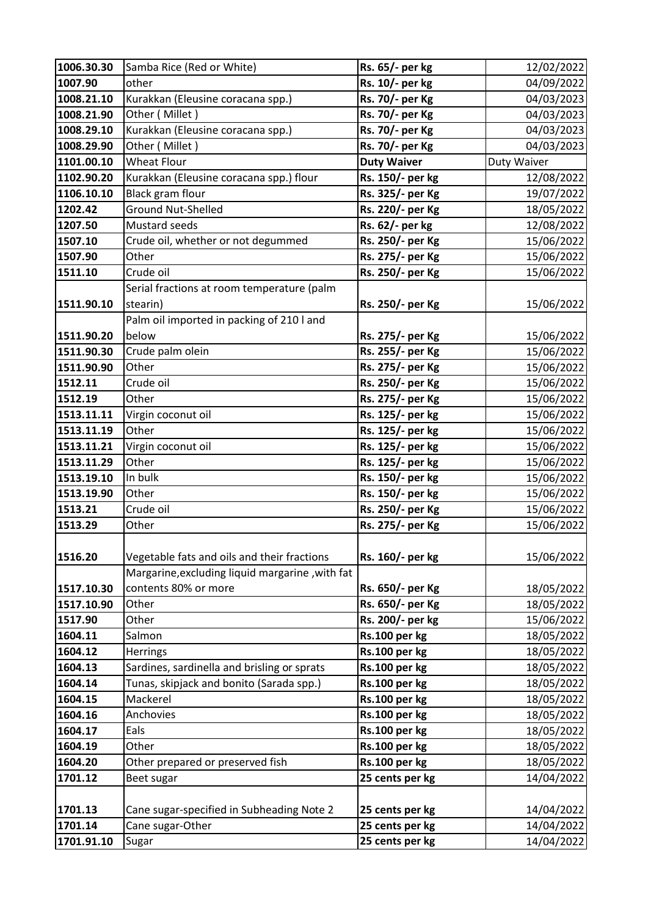| | | | |
|---|---|---|---|
| 1006.30.30 | Samba Rice (Red or White) | **Rs. 65/- per kg** | 12/02/2022 |
| 1007.90 | other | **Rs. 10/- per kg** | 04/09/2022 |
| 1008.21.10 | Kurakkan (Eleusine coracana spp.) | **Rs. 70/- per Kg** | 04/03/2023 |
| 1008.21.90 | Other ( Millet ) | **Rs. 70/- per Kg** | 04/03/2023 |
| 1008.29.10 | Kurakkan (Eleusine coracana spp.) | **Rs. 70/- per Kg** | 04/03/2023 |
| 1008.29.90 | Other ( Millet ) | **Rs. 70/- per Kg** | 04/03/2023 |
| 1101.00.10 | Wheat Flour | **Duty Waiver** | Duty Waiver |
| 1102.90.20 | Kurakkan (Eleusine coracana spp.) flour | **Rs. 150/- per kg** | 12/08/2022 |
| 1106.10.10 | Black gram flour | **Rs. 325/- per Kg** | 19/07/2022 |
| 1202.42 | Ground Nut-Shelled | **Rs. 220/- per Kg** | 18/05/2022 |
| 1207.50 | Mustard seeds | **Rs. 62/- per kg** | 12/08/2022 |
| 1507.10 | Crude oil, whether or not degummed | **Rs. 250/- per Kg** | 15/06/2022 |
| 1507.90 | Other | **Rs. 275/- per Kg** | 15/06/2022 |
| 1511.10 | Crude oil | **Rs. 250/- per Kg** | 15/06/2022 |
| 1511.90.10 | Serial fractions at room temperature (palm stearin) | **Rs. 250/- per Kg** | 15/06/2022 |
| 1511.90.20 | Palm oil imported in packing of 210 l and below | **Rs. 275/- per Kg** | 15/06/2022 |
| 1511.90.30 | Crude palm olein | **Rs. 255/- per Kg** | 15/06/2022 |
| 1511.90.90 | Other | **Rs. 275/- per Kg** | 15/06/2022 |
| 1512.11 | Crude oil | **Rs. 250/- per Kg** | 15/06/2022 |
| 1512.19 | Other | **Rs. 275/- per Kg** | 15/06/2022 |
| 1513.11.11 | Virgin coconut oil | **Rs. 125/- per kg** | 15/06/2022 |
| 1513.11.19 | Other | **Rs. 125/- per kg** | 15/06/2022 |
| 1513.11.21 | Virgin coconut oil | **Rs. 125/- per kg** | 15/06/2022 |
| 1513.11.29 | Other | **Rs. 125/- per kg** | 15/06/2022 |
| 1513.19.10 | In bulk | **Rs. 150/- per kg** | 15/06/2022 |
| 1513.19.90 | Other | **Rs. 150/- per kg** | 15/06/2022 |
| 1513.21 | Crude oil | **Rs. 250/- per Kg** | 15/06/2022 |
| 1513.29 | Other | **Rs. 275/- per Kg** | 15/06/2022 |
| 1516.20 | Vegetable fats and oils and their fractions | **Rs. 160/- per kg** | 15/06/2022 |
| 1517.10.30 | Margarine,excluding liquid margarine ,with fat contents 80% or more | **Rs. 650/- per Kg** | 18/05/2022 |
| 1517.10.90 | Other | **Rs. 650/- per Kg** | 18/05/2022 |
| 1517.90 | Other | **Rs. 200/- per kg** | 15/06/2022 |
| 1604.11 | Salmon | **Rs.100 per kg** | 18/05/2022 |
| 1604.12 | Herrings | **Rs.100 per kg** | 18/05/2022 |
| 1604.13 | Sardines, sardinella and brisling or sprats | **Rs.100 per kg** | 18/05/2022 |
| 1604.14 | Tunas, skipjack and bonito (Sarada spp.) | **Rs.100 per kg** | 18/05/2022 |
| 1604.15 | Mackerel | **Rs.100 per kg** | 18/05/2022 |
| 1604.16 | Anchovies | **Rs.100 per kg** | 18/05/2022 |
| 1604.17 | Eals | **Rs.100 per kg** | 18/05/2022 |
| 1604.19 | Other | **Rs.100 per kg** | 18/05/2022 |
| 1604.20 | Other prepared or preserved fish | **Rs.100 per kg** | 18/05/2022 |
| 1701.12 | Beet sugar | **25 cents per kg** | 14/04/2022 |
| 1701.13 | Cane sugar-specified in Subheading Note 2 | **25 cents per kg** | 14/04/2022 |
| 1701.14 | Cane sugar-Other | **25 cents per kg** | 14/04/2022 |
| 1701.91.10 | Sugar | **25 cents per kg** | 14/04/2022 |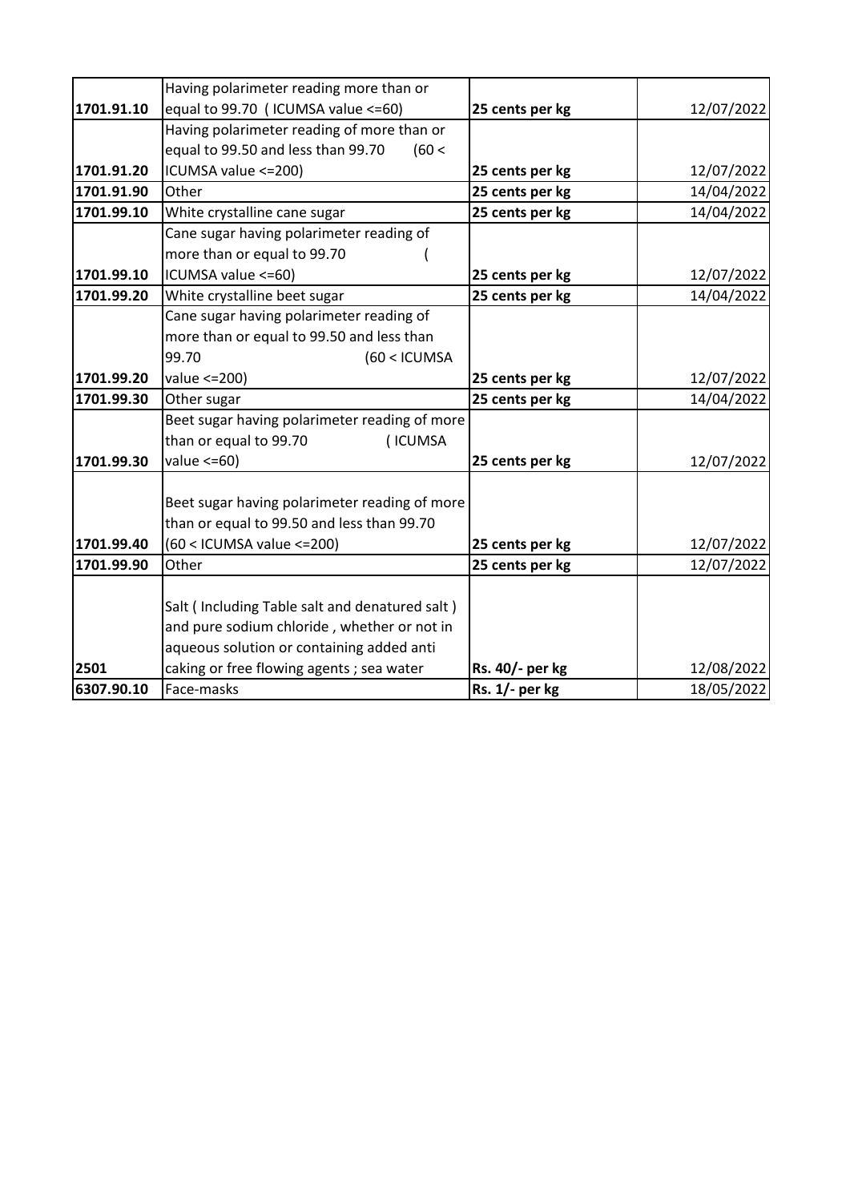| | | | |
|---|---|---|---|
| **1701.91.10** | Having polarimeter reading more than or equal to 99.70 ( ICUMSA value <=60) | **25 cents per kg** | 12/07/2022 |
| **1701.91.20** | Having polarimeter reading of more than or equal to 99.50 and less than 99.70 (60 < ICUMSA value <=200) | **25 cents per kg** | 12/07/2022 |
| **1701.91.90** | Other | **25 cents per kg** | 14/04/2022 |
| **1701.99.10** | White crystalline cane sugar | **25 cents per kg** | 14/04/2022 |
| **1701.99.10** | Cane sugar having polarimeter reading of more than or equal to 99.70 ( ICUMSA value <=60) | **25 cents per kg** | 12/07/2022 |
| **1701.99.20** | White crystalline beet sugar | **25 cents per kg** | 14/04/2022 |
| **1701.99.20** | Cane sugar having polarimeter reading of more than or equal to 99.50 and less than 99.70 (60 < ICUMSA value <=200) | **25 cents per kg** | 12/07/2022 |
| **1701.99.30** | Other sugar | **25 cents per kg** | 14/04/2022 |
| **1701.99.30** | Beet sugar having polarimeter reading of more than or equal to 99.70 ( ICUMSA value <=60) | **25 cents per kg** | 12/07/2022 |
| **1701.99.40** | Beet sugar having polarimeter reading of more than or equal to 99.50 and less than 99.70 (60 < ICUMSA value <=200) | **25 cents per kg** | 12/07/2022 |
| **1701.99.90** | Other | **25 cents per kg** | 12/07/2022 |
| **2501** | Salt ( Including Table salt and denatured salt ) and pure sodium chloride , whether or not in aqueous solution or containing added anti caking or free flowing agents ; sea water | **Rs. 40/- per kg** | 12/08/2022 |
| **6307.90.10** | Face-masks | **Rs. 1/- per kg** | 18/05/2022 |